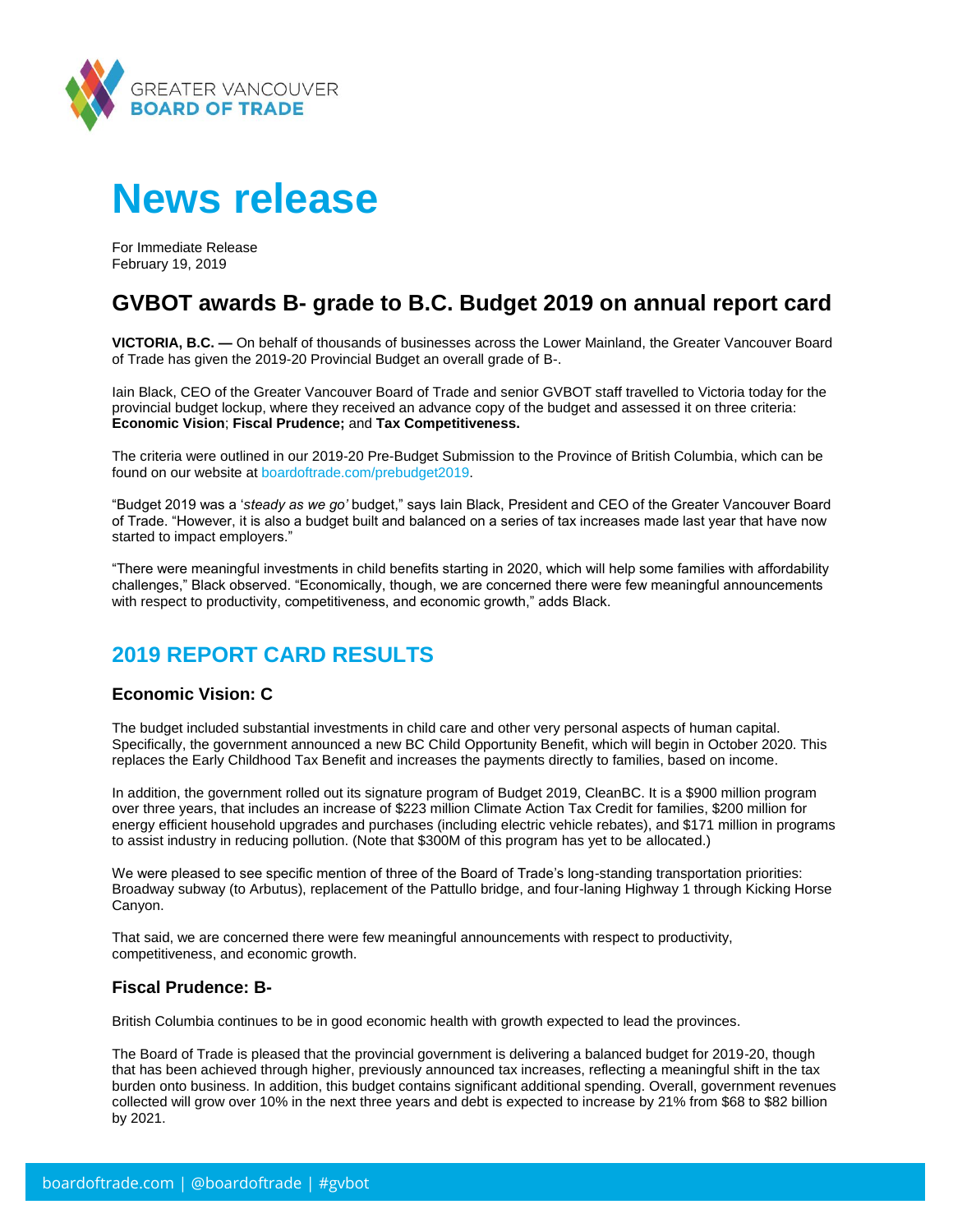# News release

For Immediate Release
February 19, 2019

## GVBOT awards B- grade to B.C. Budget 2019 on annual report card

**VICTORIA, B.C. —** On behalf of thousands of businesses across the Lower Mainland, the Greater Vancouver Board of Trade has given the 2019-20 Provincial Budget an overall grade of B-.

Iain Black, CEO of the Greater Vancouver Board of Trade and senior GVBOT staff travelled to Victoria today for the provincial budget lockup, where they received an advance copy of the budget and assessed it on three criteria: **Economic Vision**; **Fiscal Prudence;** and **Tax Competitiveness.**

The criteria were outlined in our 2019-20 Pre-Budget Submission to the Province of British Columbia, which can be found on our website at boardoftrade.com/prebudget2019.

"Budget 2019 was a '*steady as we go'* budget," says Iain Black, President and CEO of the Greater Vancouver Board of Trade. "However, it is also a budget built and balanced on a series of tax increases made last year that have now started to impact employers."

"There were meaningful investments in child benefits starting in 2020, which will help some families with affordability challenges," Black observed. "Economically, though, we are concerned there were few meaningful announcements with respect to productivity, competitiveness, and economic growth," adds Black.

## 2019 REPORT CARD RESULTS

### Economic Vision: C

The budget included substantial investments in child care and other very personal aspects of human capital. Specifically, the government announced a new BC Child Opportunity Benefit, which will begin in October 2020. This replaces the Early Childhood Tax Benefit and increases the payments directly to families, based on income.

In addition, the government rolled out its signature program of Budget 2019, CleanBC. It is a $900 million program over three years, that includes an increase of $223 million Climate Action Tax Credit for families, $200 million for energy efficient household upgrades and purchases (including electric vehicle rebates), and $171 million in programs to assist industry in reducing pollution. (Note that $300M of this program has yet to be allocated.)

We were pleased to see specific mention of three of the Board of Trade's long-standing transportation priorities: Broadway subway (to Arbutus), replacement of the Pattullo bridge, and four-laning Highway 1 through Kicking Horse Canyon.

That said, we are concerned there were few meaningful announcements with respect to productivity, competitiveness, and economic growth.

### Fiscal Prudence: B-

British Columbia continues to be in good economic health with growth expected to lead the provinces.

The Board of Trade is pleased that the provincial government is delivering a balanced budget for 2019-20, though that has been achieved through higher, previously announced tax increases, reflecting a meaningful shift in the tax burden onto business. In addition, this budget contains significant additional spending. Overall, government revenues collected will grow over 10% in the next three years and debt is expected to increase by 21% from $68 to $82 billion by 2021.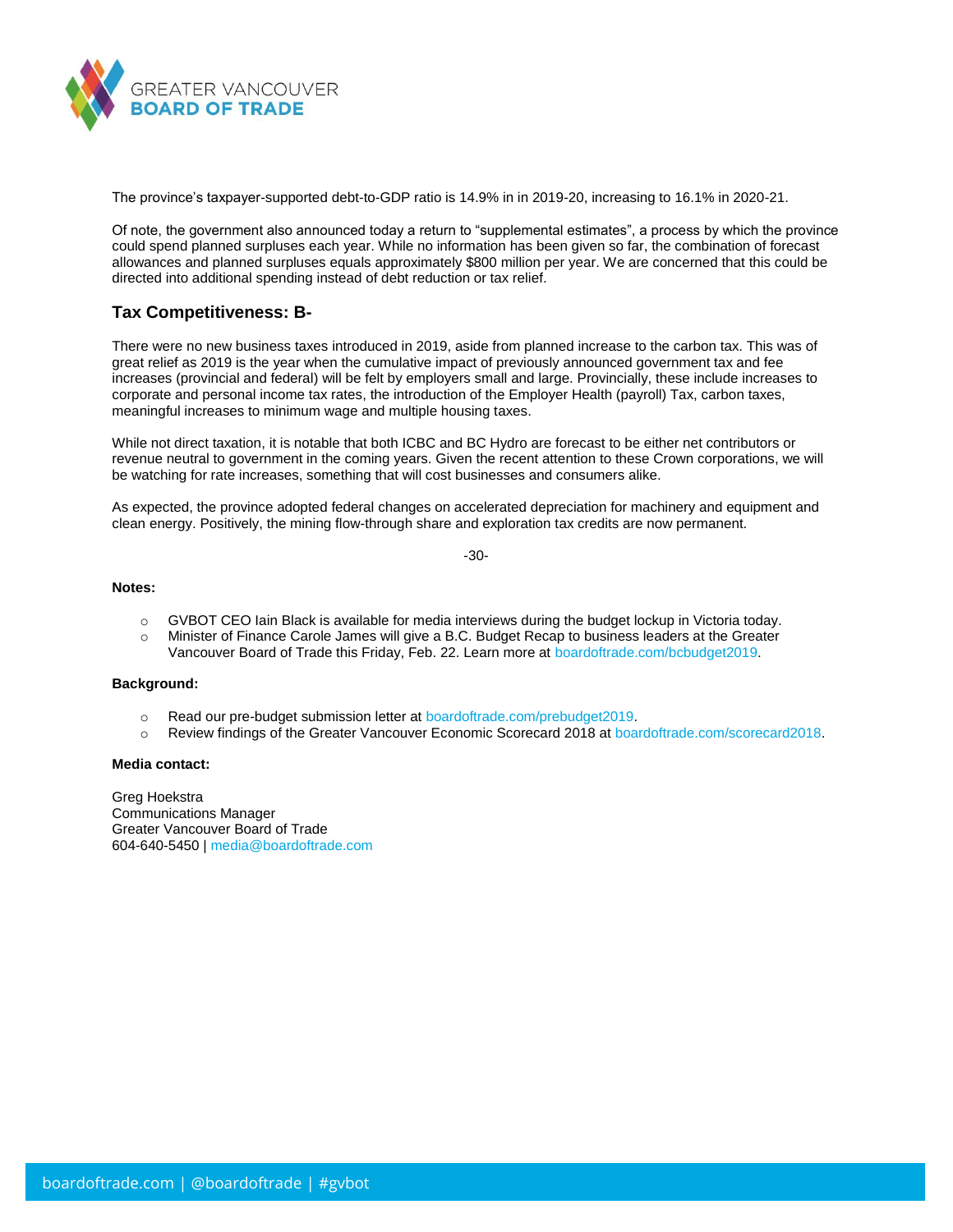The province's taxpayer-supported debt-to-GDP ratio is 14.9% in in 2019-20, increasing to 16.1% in 2020-21.

Of note, the government also announced today a return to "supplemental estimates", a process by which the province could spend planned surpluses each year. While no information has been given so far, the combination of forecast allowances and planned surpluses equals approximately $800 million per year. We are concerned that this could be directed into additional spending instead of debt reduction or tax relief.

## Tax Competitiveness: B-

There were no new business taxes introduced in 2019, aside from planned increase to the carbon tax. This was of great relief as 2019 is the year when the cumulative impact of previously announced government tax and fee increases (provincial and federal) will be felt by employers small and large. Provincially, these include increases to corporate and personal income tax rates, the introduction of the Employer Health (payroll) Tax, carbon taxes, meaningful increases to minimum wage and multiple housing taxes.

While not direct taxation, it is notable that both ICBC and BC Hydro are forecast to be either net contributors or revenue neutral to government in the coming years. Given the recent attention to these Crown corporations, we will be watching for rate increases, something that will cost businesses and consumers alike.

As expected, the province adopted federal changes on accelerated depreciation for machinery and equipment and clean energy. Positively, the mining flow-through share and exploration tax credits are now permanent.

-30-

**Notes:**

- GVBOT CEO Iain Black is available for media interviews during the budget lockup in Victoria today.
- Minister of Finance Carole James will give a B.C. Budget Recap to business leaders at the Greater Vancouver Board of Trade this Friday, Feb. 22. Learn more at boardoftrade.com/bcbudget2019.

**Background:**

- Read our pre-budget submission letter at boardoftrade.com/prebudget2019.
- Review findings of the Greater Vancouver Economic Scorecard 2018 at boardoftrade.com/scorecard2018.

**Media contact:**

Greg Hoekstra
Communications Manager
Greater Vancouver Board of Trade
604-640-5450 | media@boardoftrade.com